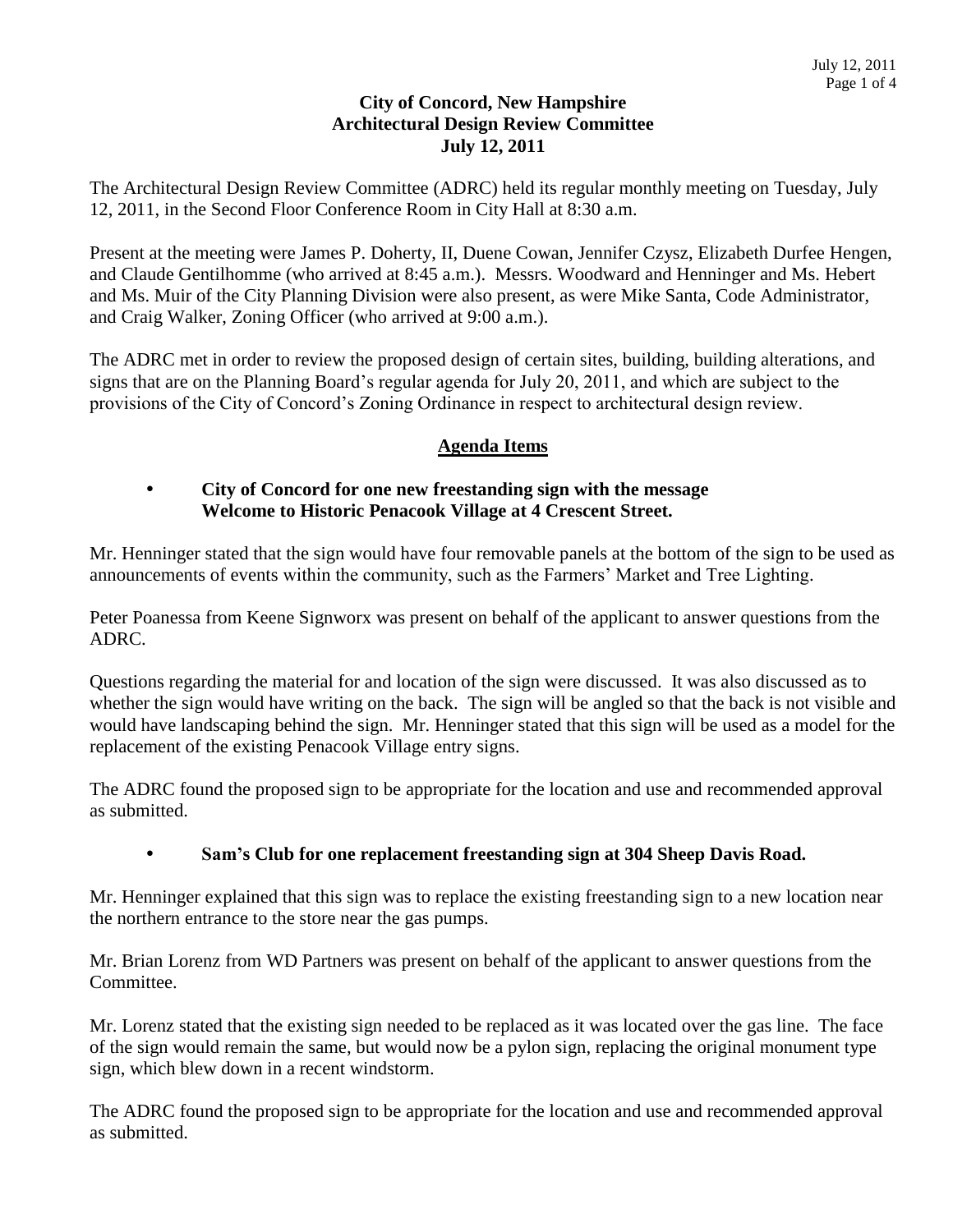**City of Concord, New Hampshire**
**Architectural Design Review Committee**
**July 12, 2011**

The Architectural Design Review Committee (ADRC) held its regular monthly meeting on Tuesday, July 12, 2011, in the Second Floor Conference Room in City Hall at 8:30 a.m.

Present at the meeting were James P. Doherty, II, Duene Cowan, Jennifer Czysz, Elizabeth Durfee Hengen, and Claude Gentilhomme (who arrived at 8:45 a.m.). Messrs. Woodward and Henninger and Ms. Hebert and Ms. Muir of the City Planning Division were also present, as were Mike Santa, Code Administrator, and Craig Walker, Zoning Officer (who arrived at 9:00 a.m.).

The ADRC met in order to review the proposed design of certain sites, building, building alterations, and signs that are on the Planning Board's regular agenda for July 20, 2011, and which are subject to the provisions of the City of Concord's Zoning Ordinance in respect to architectural design review.

## Agenda Items

- **City of Concord for one new freestanding sign with the message Welcome to Historic Penacook Village at 4 Crescent Street.**

Mr. Henninger stated that the sign would have four removable panels at the bottom of the sign to be used as announcements of events within the community, such as the Farmers' Market and Tree Lighting.

Peter Poanessa from Keene Signworx was present on behalf of the applicant to answer questions from the ADRC.

Questions regarding the material for and location of the sign were discussed. It was also discussed as to whether the sign would have writing on the back. The sign will be angled so that the back is not visible and would have landscaping behind the sign. Mr. Henninger stated that this sign will be used as a model for the replacement of the existing Penacook Village entry signs.

The ADRC found the proposed sign to be appropriate for the location and use and recommended approval as submitted.

- **Sam's Club for one replacement freestanding sign at 304 Sheep Davis Road.**

Mr. Henninger explained that this sign was to replace the existing freestanding sign to a new location near the northern entrance to the store near the gas pumps.

Mr. Brian Lorenz from WD Partners was present on behalf of the applicant to answer questions from the Committee.

Mr. Lorenz stated that the existing sign needed to be replaced as it was located over the gas line. The face of the sign would remain the same, but would now be a pylon sign, replacing the original monument type sign, which blew down in a recent windstorm.

The ADRC found the proposed sign to be appropriate for the location and use and recommended approval as submitted.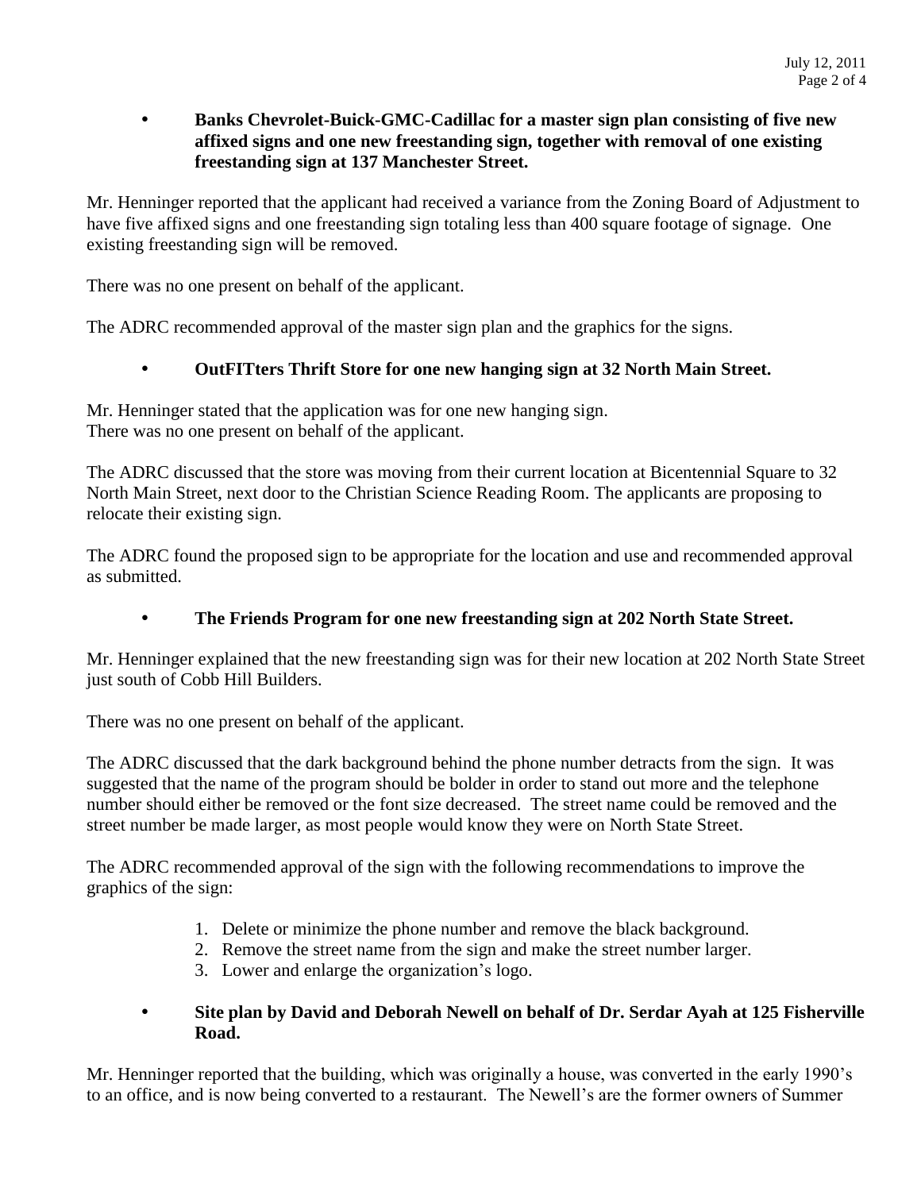- **Banks Chevrolet-Buick-GMC-Cadillac for a master sign plan consisting of five new affixed signs and one new freestanding sign, together with removal of one existing freestanding sign at 137 Manchester Street.**

Mr. Henninger reported that the applicant had received a variance from the Zoning Board of Adjustment to have five affixed signs and one freestanding sign totaling less than 400 square footage of signage. One existing freestanding sign will be removed.

There was no one present on behalf of the applicant.

The ADRC recommended approval of the master sign plan and the graphics for the signs.

- **OutFITters Thrift Store for one new hanging sign at 32 North Main Street.**

Mr. Henninger stated that the application was for one new hanging sign.
There was no one present on behalf of the applicant.

The ADRC discussed that the store was moving from their current location at Bicentennial Square to 32 North Main Street, next door to the Christian Science Reading Room. The applicants are proposing to relocate their existing sign.

The ADRC found the proposed sign to be appropriate for the location and use and recommended approval as submitted.

- **The Friends Program for one new freestanding sign at 202 North State Street.**

Mr. Henninger explained that the new freestanding sign was for their new location at 202 North State Street just south of Cobb Hill Builders.

There was no one present on behalf of the applicant.

The ADRC discussed that the dark background behind the phone number detracts from the sign. It was suggested that the name of the program should be bolder in order to stand out more and the telephone number should either be removed or the font size decreased. The street name could be removed and the street number be made larger, as most people would know they were on North State Street.

The ADRC recommended approval of the sign with the following recommendations to improve the graphics of the sign:

1. Delete or minimize the phone number and remove the black background.
2. Remove the street name from the sign and make the street number larger.
3. Lower and enlarge the organization's logo.

- **Site plan by David and Deborah Newell on behalf of Dr. Serdar Ayah at 125 Fisherville Road.**

Mr. Henninger reported that the building, which was originally a house, was converted in the early 1990's to an office, and is now being converted to a restaurant. The Newell's are the former owners of Summer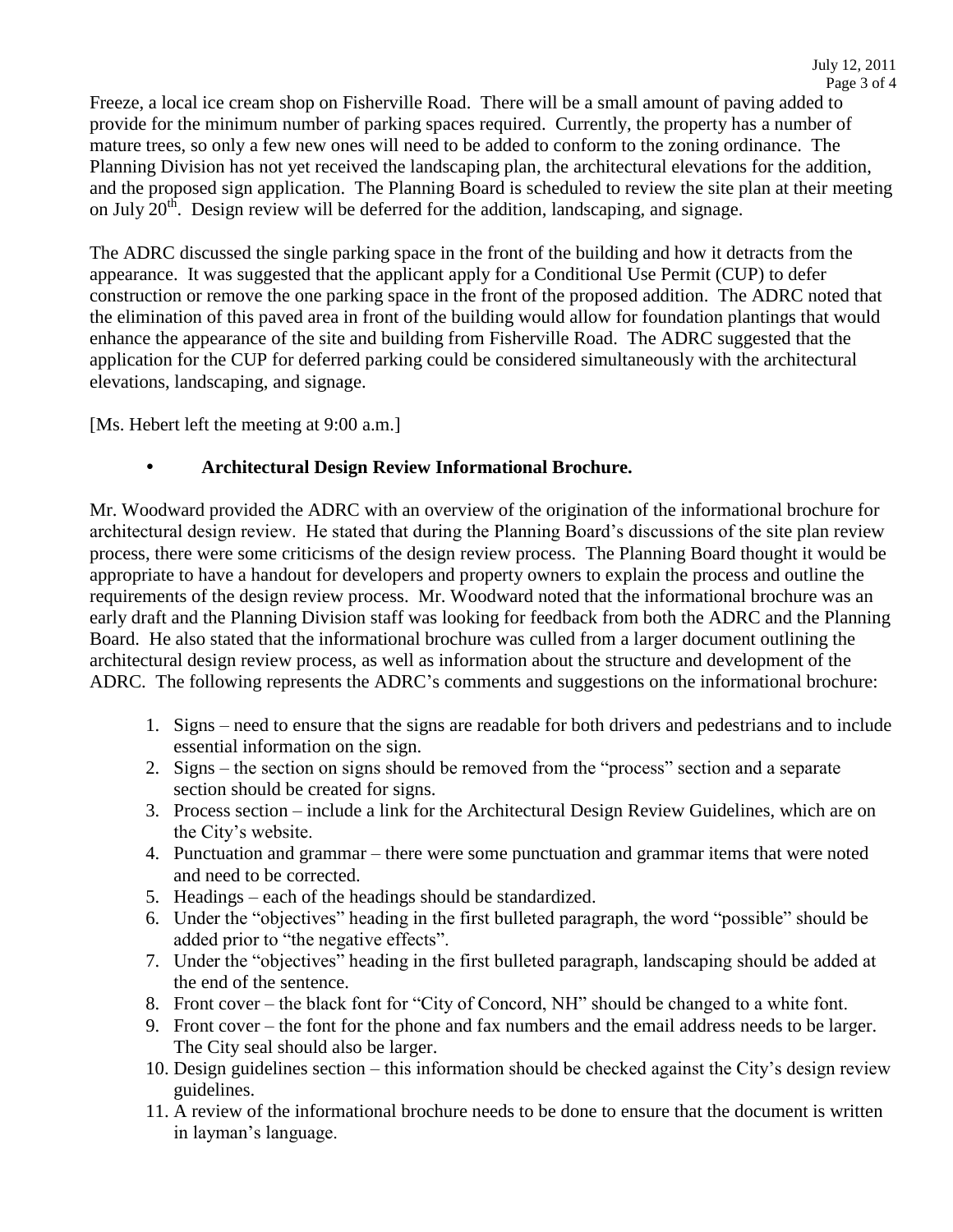Freeze, a local ice cream shop on Fisherville Road. There will be a small amount of paving added to provide for the minimum number of parking spaces required. Currently, the property has a number of mature trees, so only a few new ones will need to be added to conform to the zoning ordinance. The Planning Division has not yet received the landscaping plan, the architectural elevations for the addition, and the proposed sign application. The Planning Board is scheduled to review the site plan at their meeting on July 20th. Design review will be deferred for the addition, landscaping, and signage.

The ADRC discussed the single parking space in the front of the building and how it detracts from the appearance. It was suggested that the applicant apply for a Conditional Use Permit (CUP) to defer construction or remove the one parking space in the front of the proposed addition. The ADRC noted that the elimination of this paved area in front of the building would allow for foundation plantings that would enhance the appearance of the site and building from Fisherville Road. The ADRC suggested that the application for the CUP for deferred parking could be considered simultaneously with the architectural elevations, landscaping, and signage.

[Ms. Hebert left the meeting at 9:00 a.m.]

- **Architectural Design Review Informational Brochure.**

Mr. Woodward provided the ADRC with an overview of the origination of the informational brochure for architectural design review. He stated that during the Planning Board's discussions of the site plan review process, there were some criticisms of the design review process. The Planning Board thought it would be appropriate to have a handout for developers and property owners to explain the process and outline the requirements of the design review process. Mr. Woodward noted that the informational brochure was an early draft and the Planning Division staff was looking for feedback from both the ADRC and the Planning Board. He also stated that the informational brochure was culled from a larger document outlining the architectural design review process, as well as information about the structure and development of the ADRC. The following represents the ADRC's comments and suggestions on the informational brochure:

1. Signs – need to ensure that the signs are readable for both drivers and pedestrians and to include essential information on the sign.
2. Signs – the section on signs should be removed from the "process" section and a separate section should be created for signs.
3. Process section – include a link for the Architectural Design Review Guidelines, which are on the City's website.
4. Punctuation and grammar – there were some punctuation and grammar items that were noted and need to be corrected.
5. Headings – each of the headings should be standardized.
6. Under the "objectives" heading in the first bulleted paragraph, the word "possible" should be added prior to "the negative effects".
7. Under the "objectives" heading in the first bulleted paragraph, landscaping should be added at the end of the sentence.
8. Front cover – the black font for "City of Concord, NH" should be changed to a white font.
9. Front cover – the font for the phone and fax numbers and the email address needs to be larger. The City seal should also be larger.
10. Design guidelines section – this information should be checked against the City's design review guidelines.
11. A review of the informational brochure needs to be done to ensure that the document is written in layman's language.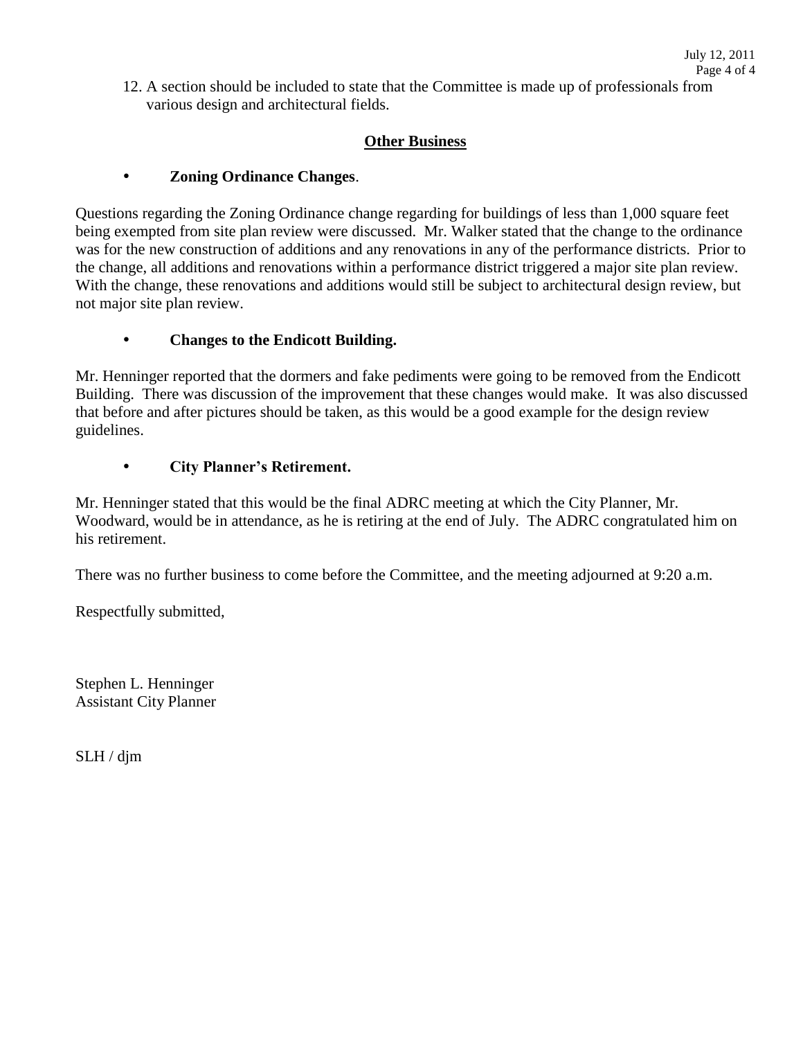12. A section should be included to state that the Committee is made up of professionals from various design and architectural fields.

## Other Business

- **Zoning Ordinance Changes**.

Questions regarding the Zoning Ordinance change regarding for buildings of less than 1,000 square feet being exempted from site plan review were discussed. Mr. Walker stated that the change to the ordinance was for the new construction of additions and any renovations in any of the performance districts. Prior to the change, all additions and renovations within a performance district triggered a major site plan review. With the change, these renovations and additions would still be subject to architectural design review, but not major site plan review.

- **Changes to the Endicott Building.**

Mr. Henninger reported that the dormers and fake pediments were going to be removed from the Endicott Building. There was discussion of the improvement that these changes would make. It was also discussed that before and after pictures should be taken, as this would be a good example for the design review guidelines.

- **City Planner's Retirement.**

Mr. Henninger stated that this would be the final ADRC meeting at which the City Planner, Mr. Woodward, would be in attendance, as he is retiring at the end of July. The ADRC congratulated him on his retirement.

There was no further business to come before the Committee, and the meeting adjourned at 9:20 a.m.

Respectfully submitted,

Stephen L. Henninger
Assistant City Planner

SLH / djm